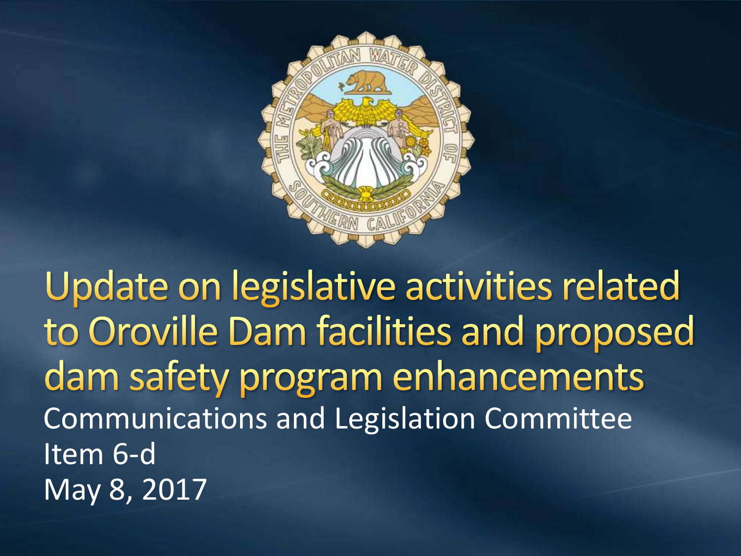# Update on legislative activities related to Oroville Dam facilities and proposed dam safety program enhancements

Communications and Legislation Committee

Item 6-d

May 8, 2017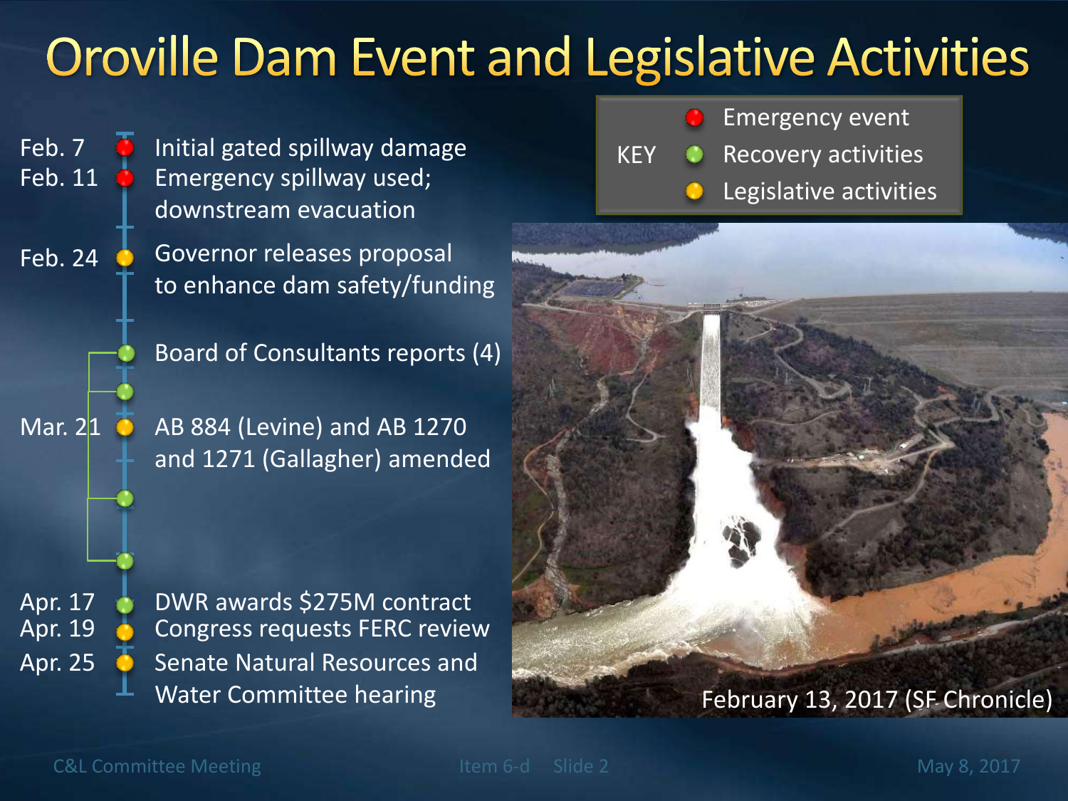# Oroville Dam Event and Legislative Activities

**KEY**
- 🔴 Emergency event
- 🟢 Recovery activities
- 🟡 Legislative activities

- Feb. 7 🔴 Initial gated spillway damage
- Feb. 11 🔴 Emergency spillway used; downstream evacuation
- Feb. 24 🟡 Governor releases proposal to enhance dam safety/funding
- 🟢 Board of Consultants reports (4)
- Mar. 21 🟡 AB 884 (Levine) and AB 1270 and 1271 (Gallagher) amended
- Apr. 17 🟢 DWR awards $275M contract
- Apr. 19 🟡 Congress requests FERC review
- Apr. 25 🟡 Senate Natural Resources and Water Committee hearing

February 13, 2017 (SF Chronicle)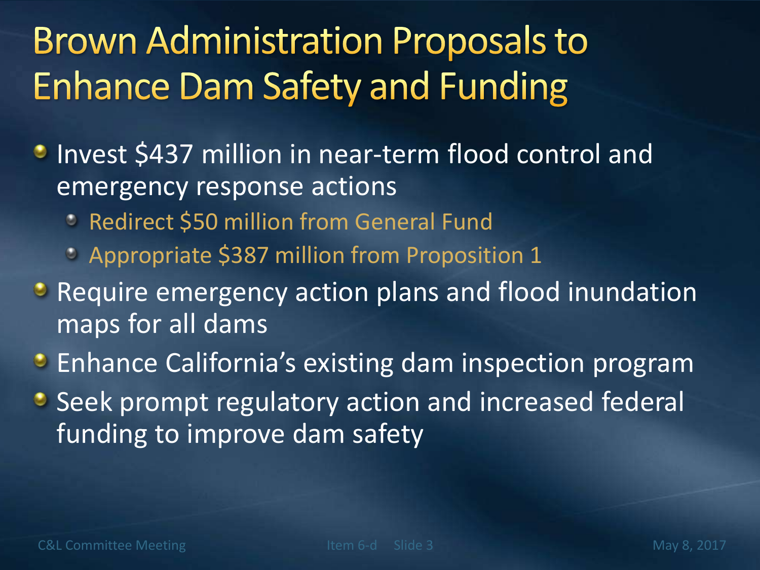# Brown Administration Proposals to Enhance Dam Safety and Funding

- Invest $437 million in near-term flood control and emergency response actions
  - Redirect $50 million from General Fund
  - Appropriate $387 million from Proposition 1
- Require emergency action plans and flood inundation maps for all dams
- Enhance California's existing dam inspection program
- Seek prompt regulatory action and increased federal funding to improve dam safety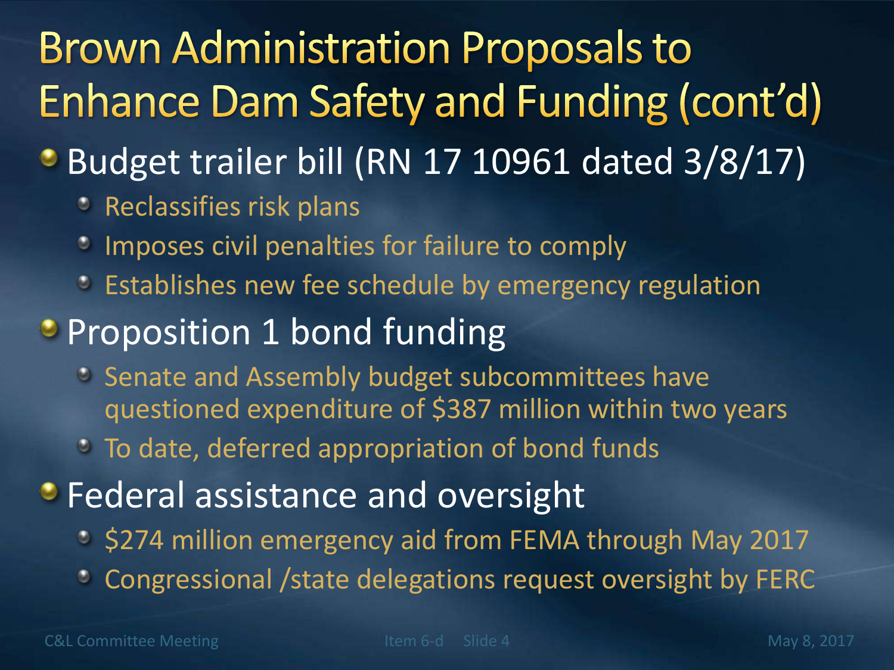# Brown Administration Proposals to Enhance Dam Safety and Funding (cont'd)

- Budget trailer bill (RN 17 10961 dated 3/8/17)
  - Reclassifies risk plans
  - Imposes civil penalties for failure to comply
  - Establishes new fee schedule by emergency regulation
- Proposition 1 bond funding
  - Senate and Assembly budget subcommittees have questioned expenditure of $387 million within two years
  - To date, deferred appropriation of bond funds
- Federal assistance and oversight
  - $274 million emergency aid from FEMA through May 2017
  - Congressional /state delegations request oversight by FERC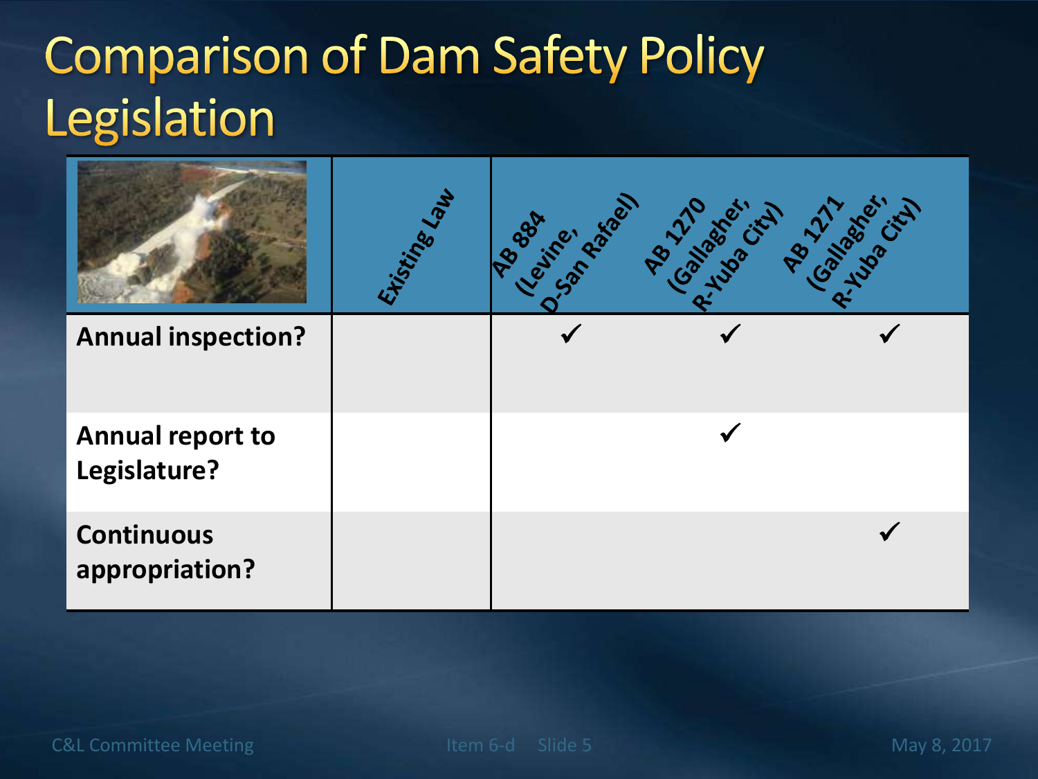# Comparison of Dam Safety Policy Legislation

| | Existing Law | AB 884 (Levine, D-San Rafael) | AB 1270 (Gallagher, R-Yuba City) | AB 1271 (Gallagher, R-Yuba City) |
|---|---|---|---|---|
| **Annual inspection?** | | ✓ | ✓ | ✓ |
| **Annual report to Legislature?** | | | ✓ | |
| **Continuous appropriation?** | | | | ✓ |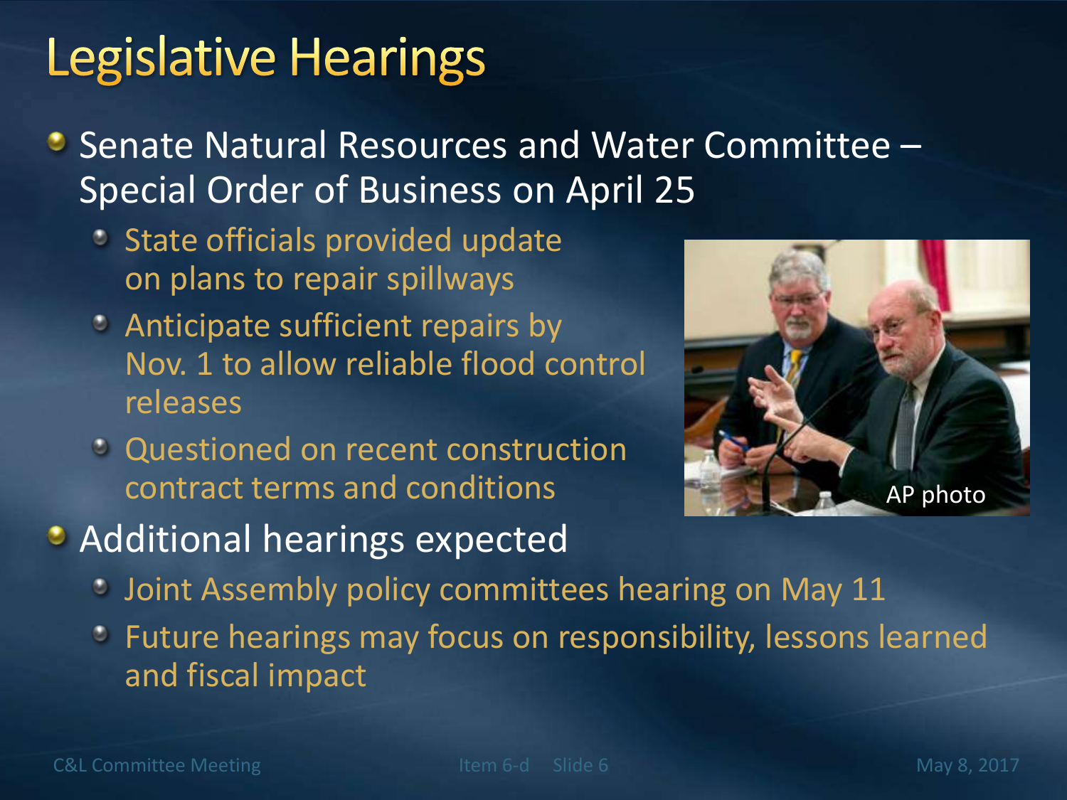# Legislative Hearings

- Senate Natural Resources and Water Committee – Special Order of Business on April 25
  - State officials provided update on plans to repair spillways
  - Anticipate sufficient repairs by Nov. 1 to allow reliable flood control releases
  - Questioned on recent construction contract terms and conditions

AP photo

- Additional hearings expected
  - Joint Assembly policy committees hearing on May 11
  - Future hearings may focus on responsibility, lessons learned and fiscal impact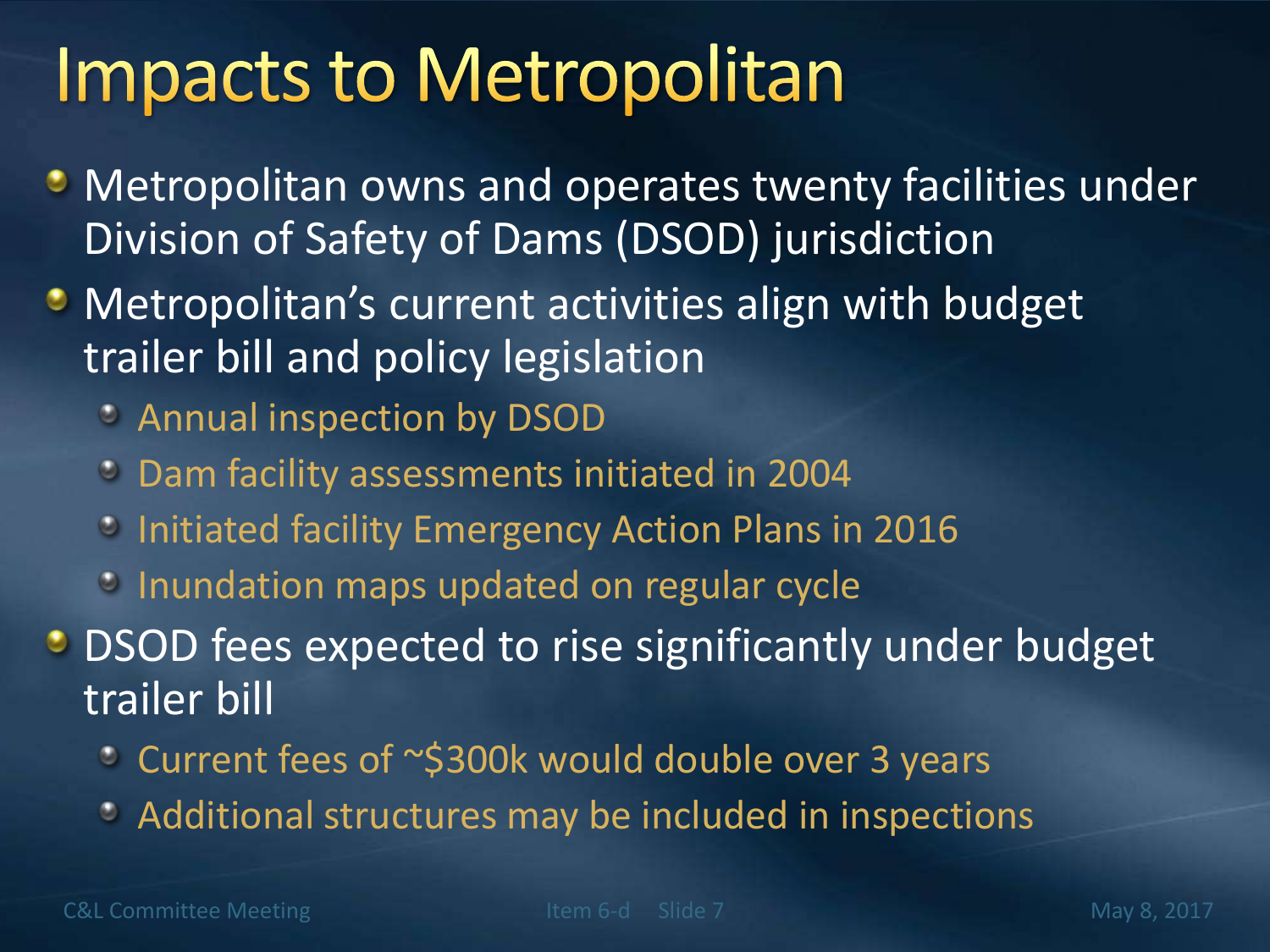# Impacts to Metropolitan

- Metropolitan owns and operates twenty facilities under Division of Safety of Dams (DSOD) jurisdiction
- Metropolitan's current activities align with budget trailer bill and policy legislation
  - Annual inspection by DSOD
  - Dam facility assessments initiated in 2004
  - Initiated facility Emergency Action Plans in 2016
  - Inundation maps updated on regular cycle
- DSOD fees expected to rise significantly under budget trailer bill
  - Current fees of ~$300k would double over 3 years
  - Additional structures may be included in inspections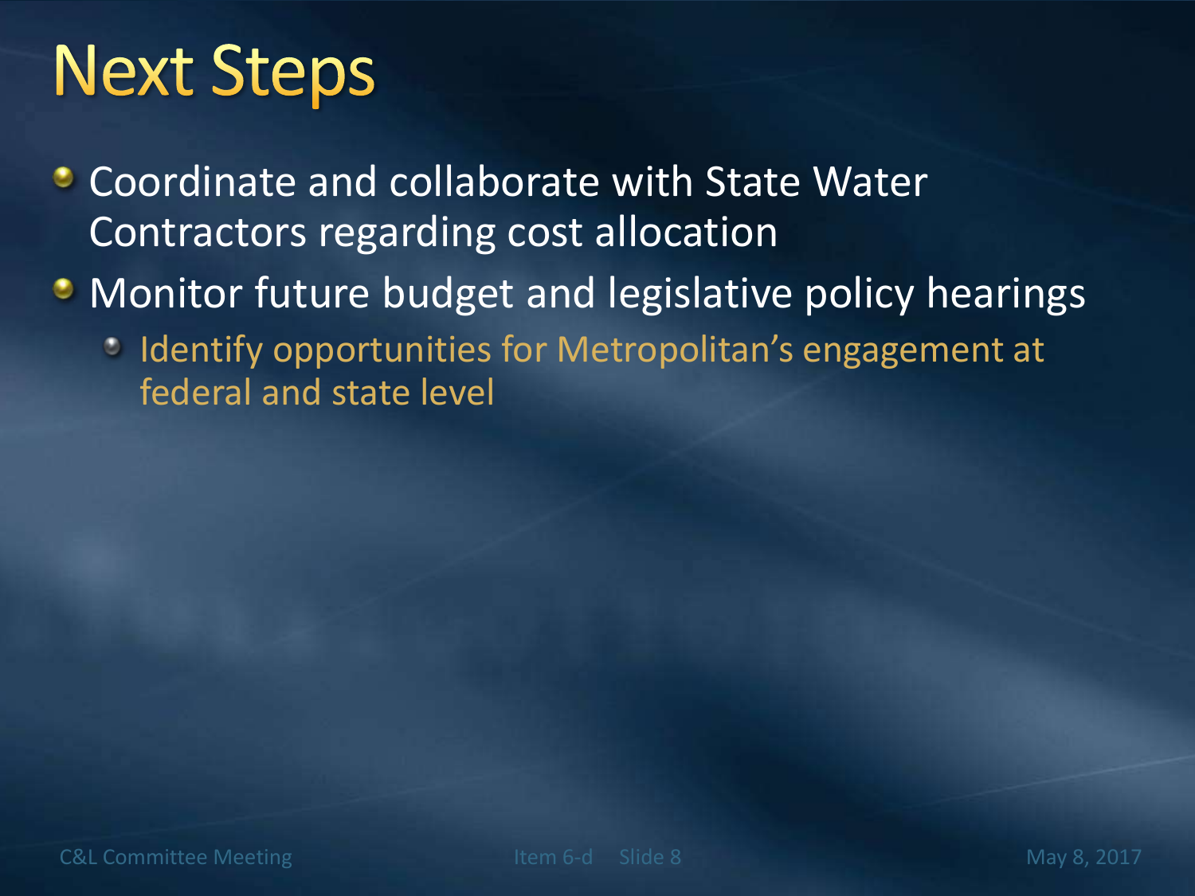# Next Steps

- Coordinate and collaborate with State Water Contractors regarding cost allocation
- Monitor future budget and legislative policy hearings
  - Identify opportunities for Metropolitan's engagement at federal and state level